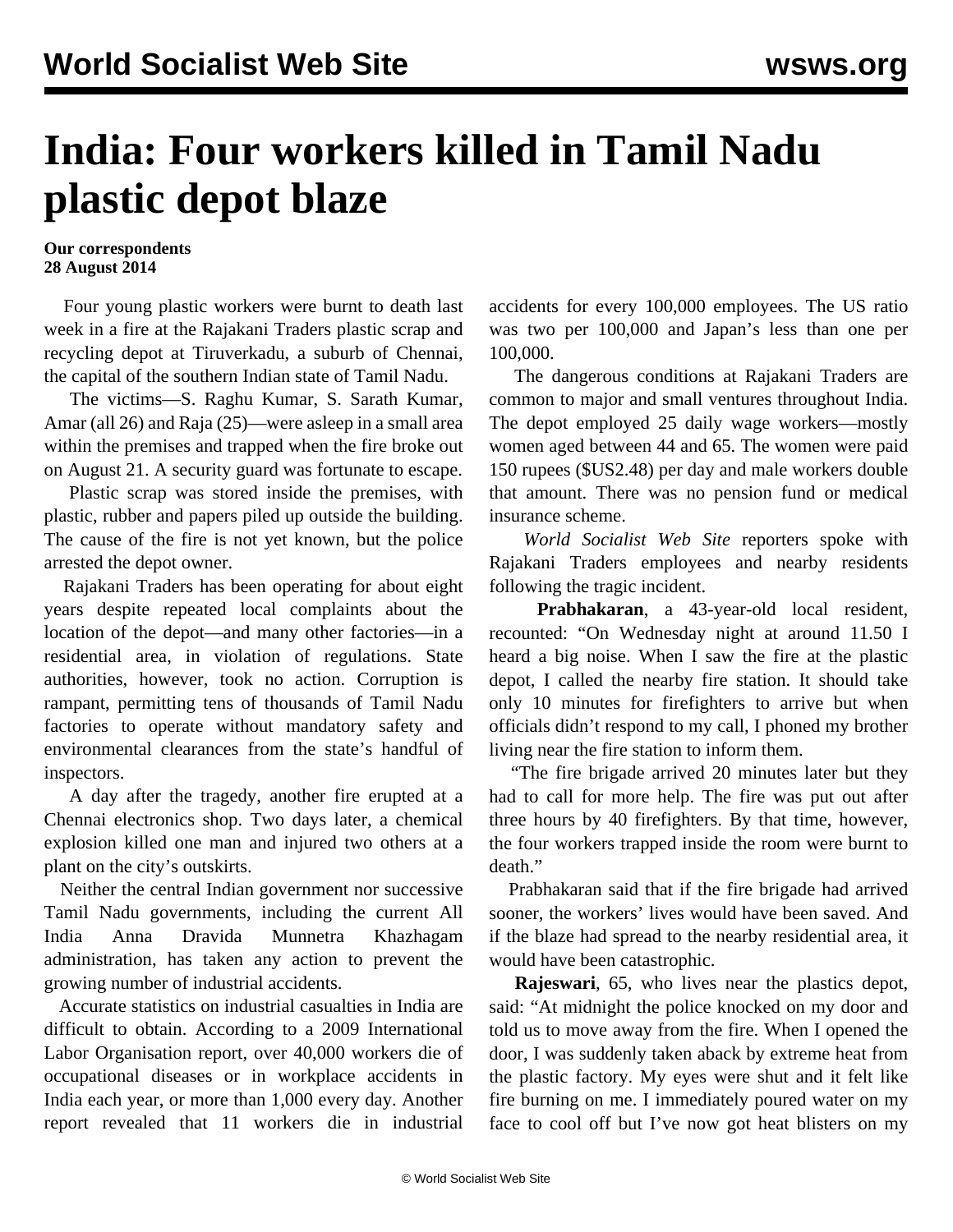# India: Four workers killed in Tamil Nadu plastic depot blaze

**Our correspondents**
**28 August 2014**

Four young plastic workers were burnt to death last week in a fire at the Rajakani Traders plastic scrap and recycling depot at Tiruverkadu, a suburb of Chennai, the capital of the southern Indian state of Tamil Nadu.

The victims—S. Raghu Kumar, S. Sarath Kumar, Amar (all 26) and Raja (25)—were asleep in a small area within the premises and trapped when the fire broke out on August 21. A security guard was fortunate to escape.

Plastic scrap was stored inside the premises, with plastic, rubber and papers piled up outside the building. The cause of the fire is not yet known, but the police arrested the depot owner.

Rajakani Traders has been operating for about eight years despite repeated local complaints about the location of the depot—and many other factories—in a residential area, in violation of regulations. State authorities, however, took no action. Corruption is rampant, permitting tens of thousands of Tamil Nadu factories to operate without mandatory safety and environmental clearances from the state's handful of inspectors.

A day after the tragedy, another fire erupted at a Chennai electronics shop. Two days later, a chemical explosion killed one man and injured two others at a plant on the city's outskirts.

Neither the central Indian government nor successive Tamil Nadu governments, including the current All India Anna Dravida Munnetra Khazhagam administration, has taken any action to prevent the growing number of industrial accidents.

Accurate statistics on industrial casualties in India are difficult to obtain. According to a 2009 International Labor Organisation report, over 40,000 workers die of occupational diseases or in workplace accidents in India each year, or more than 1,000 every day. Another report revealed that 11 workers die in industrial accidents for every 100,000 employees. The US ratio was two per 100,000 and Japan's less than one per 100,000.

The dangerous conditions at Rajakani Traders are common to major and small ventures throughout India. The depot employed 25 daily wage workers—mostly women aged between 44 and 65. The women were paid 150 rupees ($US2.48) per day and male workers double that amount. There was no pension fund or medical insurance scheme.

*World Socialist Web Site* reporters spoke with Rajakani Traders employees and nearby residents following the tragic incident.

**Prabhakaran**, a 43-year-old local resident, recounted: "On Wednesday night at around 11.50 I heard a big noise. When I saw the fire at the plastic depot, I called the nearby fire station. It should take only 10 minutes for firefighters to arrive but when officials didn't respond to my call, I phoned my brother living near the fire station to inform them.

"The fire brigade arrived 20 minutes later but they had to call for more help. The fire was put out after three hours by 40 firefighters. By that time, however, the four workers trapped inside the room were burnt to death."

Prabhakaran said that if the fire brigade had arrived sooner, the workers' lives would have been saved. And if the blaze had spread to the nearby residential area, it would have been catastrophic.

**Rajeswari**, 65, who lives near the plastics depot, said: "At midnight the police knocked on my door and told us to move away from the fire. When I opened the door, I was suddenly taken aback by extreme heat from the plastic factory. My eyes were shut and it felt like fire burning on me. I immediately poured water on my face to cool off but I've now got heat blisters on my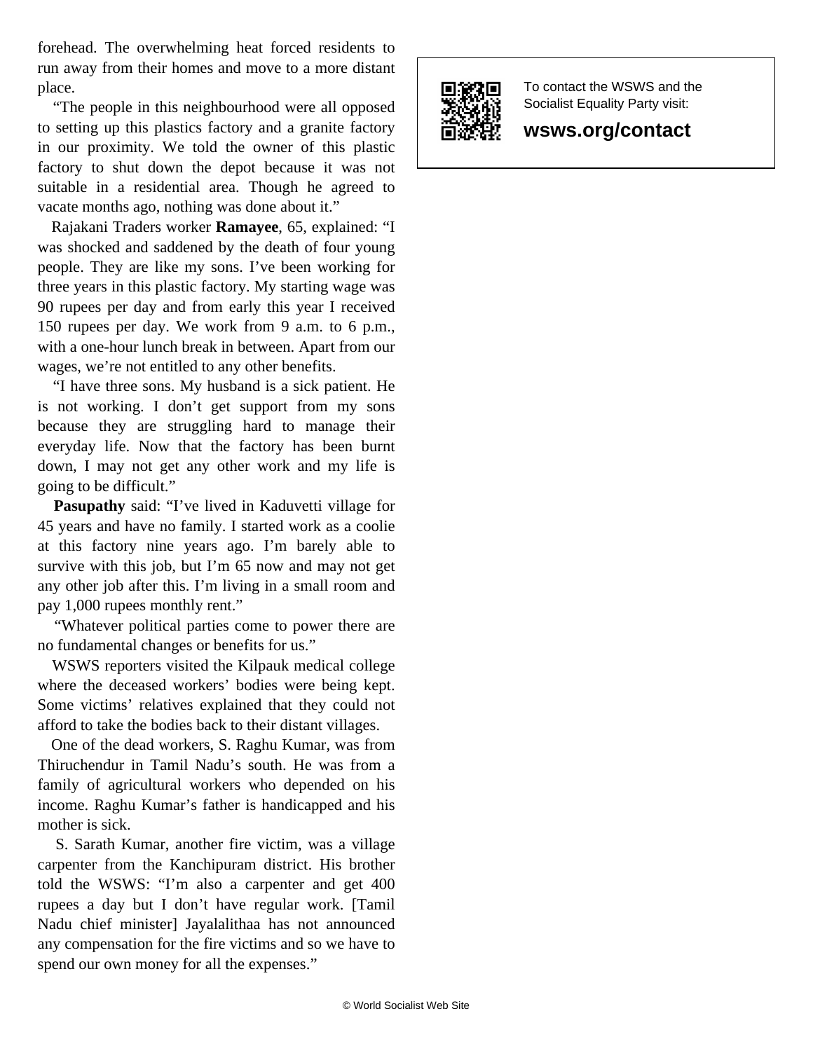forehead. The overwhelming heat forced residents to run away from their homes and move to a more distant place.

"The people in this neighbourhood were all opposed to setting up this plastics factory and a granite factory in our proximity. We told the owner of this plastic factory to shut down the depot because it was not suitable in a residential area. Though he agreed to vacate months ago, nothing was done about it."

Rajakani Traders worker **Ramayee**, 65, explained: "I was shocked and saddened by the death of four young people. They are like my sons. I've been working for three years in this plastic factory. My starting wage was 90 rupees per day and from early this year I received 150 rupees per day. We work from 9 a.m. to 6 p.m., with a one-hour lunch break in between. Apart from our wages, we're not entitled to any other benefits.

"I have three sons. My husband is a sick patient. He is not working. I don't get support from my sons because they are struggling hard to manage their everyday life. Now that the factory has been burnt down, I may not get any other work and my life is going to be difficult."

**Pasupathy** said: "I've lived in Kaduvetti village for 45 years and have no family. I started work as a coolie at this factory nine years ago. I'm barely able to survive with this job, but I'm 65 now and may not get any other job after this. I'm living in a small room and pay 1,000 rupees monthly rent."

"Whatever political parties come to power there are no fundamental changes or benefits for us."

WSWS reporters visited the Kilpauk medical college where the deceased workers' bodies were being kept. Some victims' relatives explained that they could not afford to take the bodies back to their distant villages.

One of the dead workers, S. Raghu Kumar, was from Thiruchendur in Tamil Nadu's south. He was from a family of agricultural workers who depended on his income. Raghu Kumar's father is handicapped and his mother is sick.

S. Sarath Kumar, another fire victim, was a village carpenter from the Kanchipuram district. His brother told the WSWS: "I'm also a carpenter and get 400 rupees a day but I don't have regular work. [Tamil Nadu chief minister] Jayalalithaa has not announced any compensation for the fire victims and so we have to spend our own money for all the expenses."

To contact the WSWS and the Socialist Equality Party visit:

**wsws.org/contact**